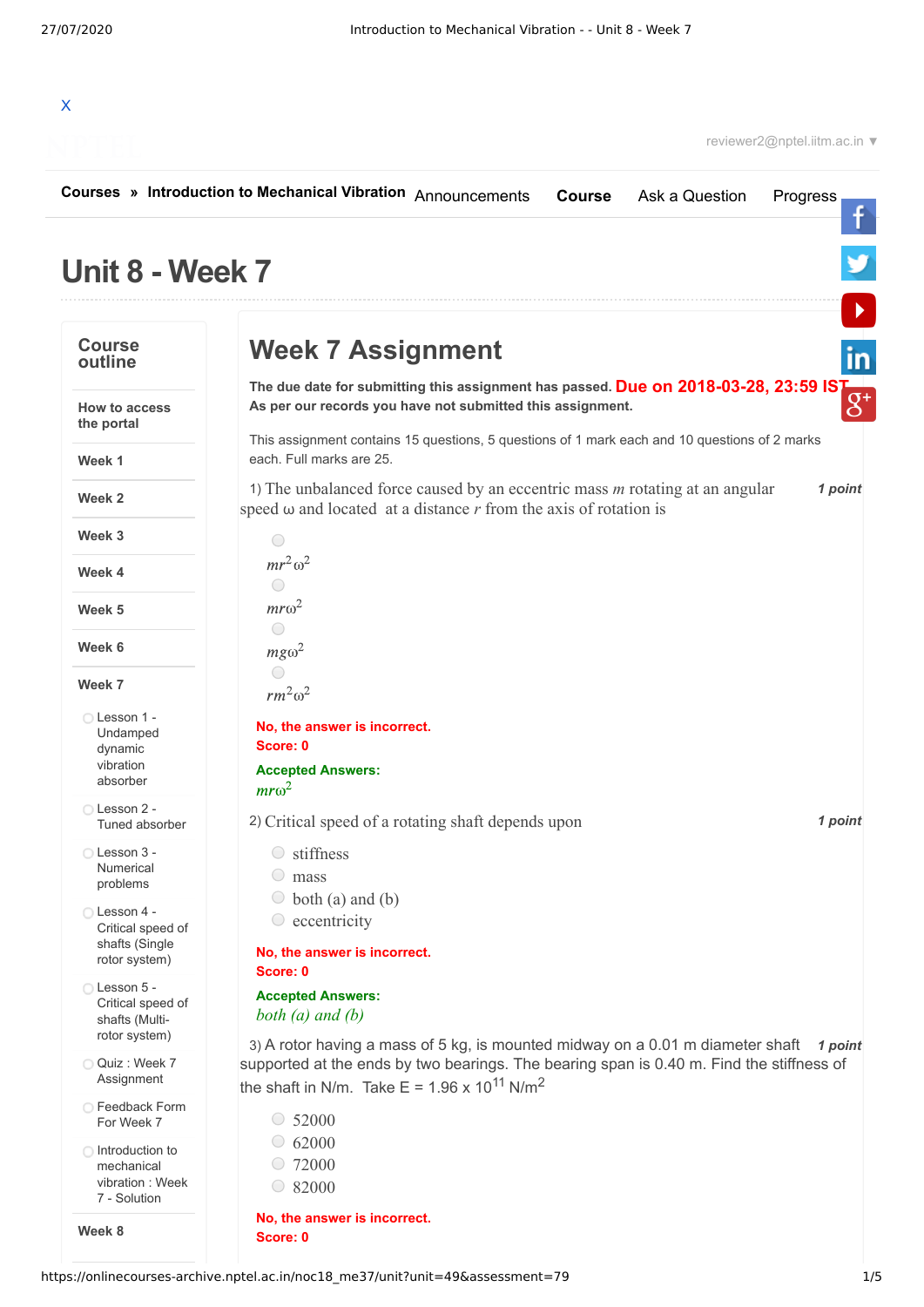X

reviewer2@nptel.iitm.ac.in ▼

**Courses** » **Introduction to Mechanical Vibration** Announcements **Course** Ask a Question Progress

# Unit 8 - Week 7

## Course outline

- How to access the portal
- Week 1
- Week 2
- Week 3
- Week 4
- Week 5
- Week 6
- Week 7
  - Lesson 1 - Undamped dynamic vibration absorber
  - Lesson 2 - Tuned absorber
  - Lesson 3 - Numerical problems
  - Lesson 4 - Critical speed of shafts (Single rotor system)
  - Lesson 5 - Critical speed of shafts (Multi-rotor system)
  - Quiz : Week 7 Assignment
  - Feedback Form For Week 7
  - Introduction to mechanical vibration : Week 7 - Solution
- Week 8

## Week 7 Assignment

**The due date for submitting this assignment has passed.** **Due on 2018-03-28, 23:59 IST.**
**As per our records you have not submitted this assignment.**

This assignment contains 15 questions, 5 questions of 1 mark each and 10 questions of 2 marks each. Full marks are 25.

1) The unbalanced force caused by an eccentric mass $m$ rotating at an angular speed ω and located at a distance $r$ from the axis of rotation is *1 point*

- $mr^2\omega^2$
- $mr\omega^2$
- $mg\omega^2$
- $rm^2\omega^2$

**No, the answer is incorrect.**
**Score: 0**

**Accepted Answers:**
$mr\omega^2$

2) Critical speed of a rotating shaft depends upon *1 point*

- stiffness
- mass
- both (a) and (b)
- eccentricity

**No, the answer is incorrect.**
**Score: 0**

**Accepted Answers:**
*both (a) and (b)*

3) A rotor having a mass of 5 kg, is mounted midway on a 0.01 m diameter shaft supported at the ends by two bearings. The bearing span is 0.40 m. Find the stiffness of the shaft in N/m. Take E = 1.96 x $10^{11}$ N/$m^2$ *1 point*

- 52000
- 62000
- 72000
- 82000

**No, the answer is incorrect.**
**Score: 0**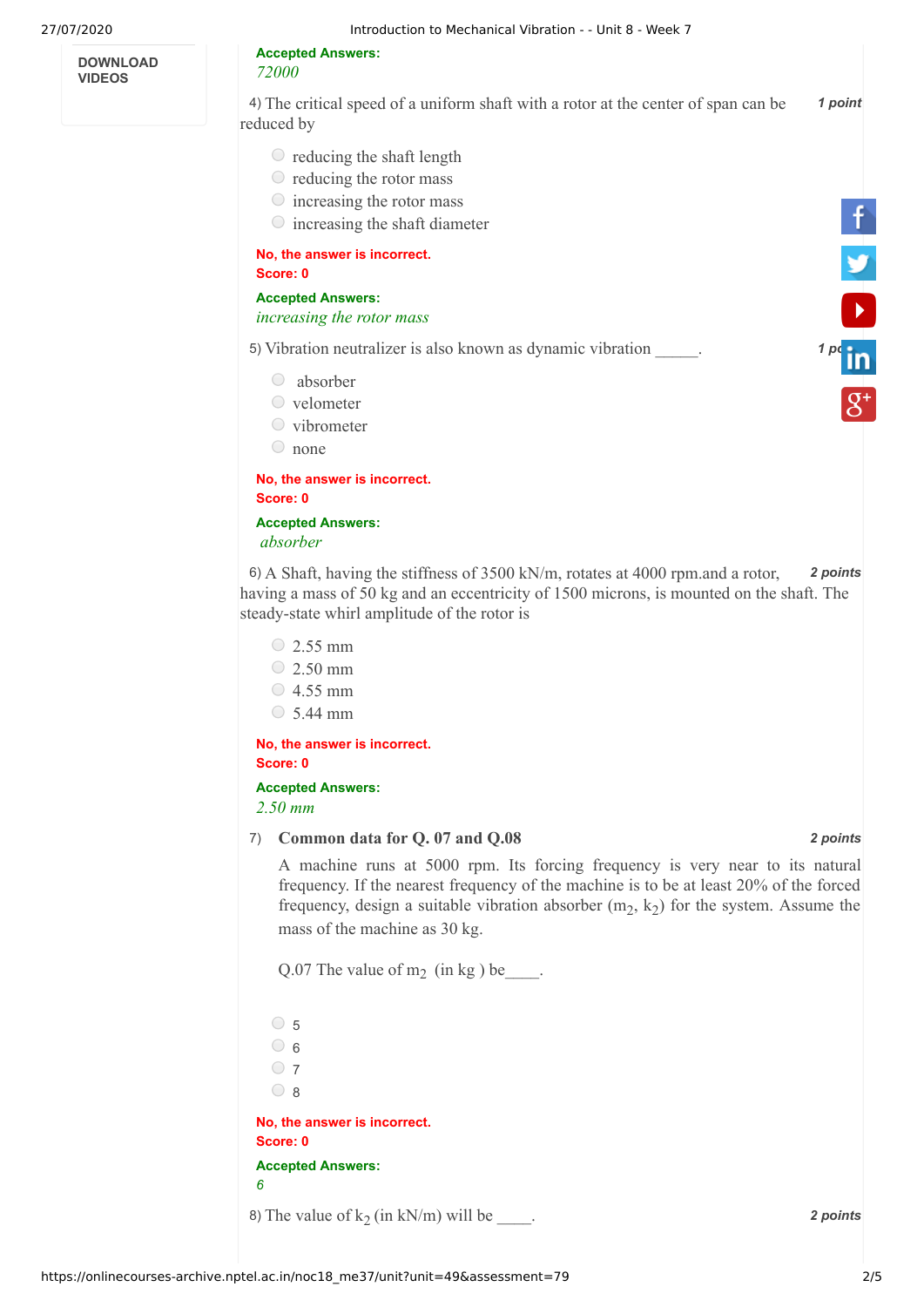**DOWNLOAD VIDEOS**

**Accepted Answers:**
*72000*

4) The critical speed of a uniform shaft with a rotor at the center of span can be reduced by *1 point*

- reducing the shaft length
- reducing the rotor mass
- increasing the rotor mass
- increasing the shaft diameter

**No, the answer is incorrect.**
**Score: 0**

**Accepted Answers:**
*increasing the rotor mass*

5) Vibration neutralizer is also known as dynamic vibration _____. *1 point*

- absorber
- velometer
- vibrometer
- none

**No, the answer is incorrect.**
**Score: 0**

**Accepted Answers:**
*absorber*

6) A Shaft, having the stiffness of 3500 kN/m, rotates at 4000 rpm.and a rotor, having a mass of 50 kg and an eccentricity of 1500 microns, is mounted on the shaft. The steady-state whirl amplitude of the rotor is *2 points*

- 2.55 mm
- 2.50 mm
- 4.55 mm
- 5.44 mm

**No, the answer is incorrect.**
**Score: 0**

**Accepted Answers:**
*2.50 mm*

7) **Common data for Q. 07 and Q.08** *2 points*

A machine runs at 5000 rpm. Its forcing frequency is very near to its natural frequency. If the nearest frequency of the machine is to be at least 20% of the forced frequency, design a suitable vibration absorber ($m_2$, $k_2$) for the system. Assume the mass of the machine as 30 kg.

Q.07 The value of $m_2$ (in kg ) be____.

- 5
- 6
- 7
- 8

**No, the answer is incorrect.**
**Score: 0**

**Accepted Answers:**
*6*

8) The value of $k_2$ (in kN/m) will be ____. *2 points*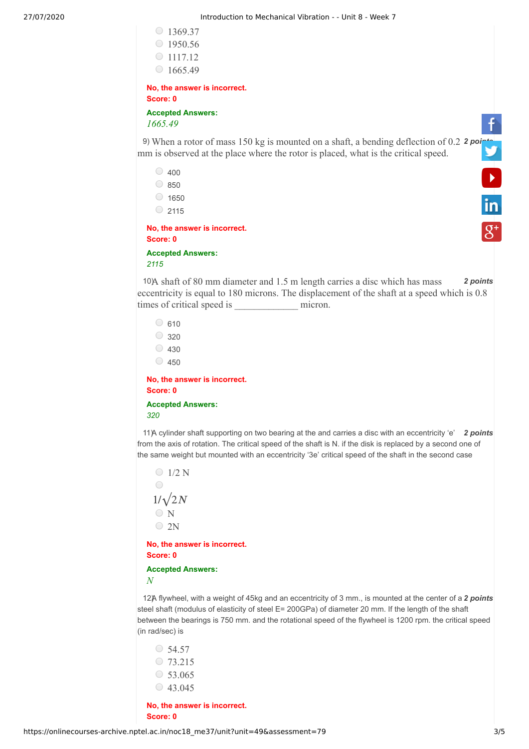- 1369.37
- 1950.56
- 1117.12
- 1665.49

**No, the answer is incorrect.**
**Score: 0**

**Accepted Answers:**
*1665.49*

9) When a rotor of mass 150 kg is mounted on a shaft, a bending deflection of 0.2 mm is observed at the place where the rotor is placed, what is the critical speed. ***2 points***

- 400
- 850
- 1650
- 2115

**No, the answer is incorrect.**
**Score: 0**

**Accepted Answers:**
*2115*

10) A shaft of 80 mm diameter and 1.5 m length carries a disc which has mass eccentricity is equal to 180 microns. The displacement of the shaft at a speed which is 0.8 times of critical speed is _____________ micron. ***2 points***

- 610
- 320
- 430
- 450

**No, the answer is incorrect.**
**Score: 0**

**Accepted Answers:**
*320*

11) A cylinder shaft supporting on two bearing at the and carries a disc with an eccentricity 'e' from the axis of rotation. The critical speed of the shaft is N. if the disk is replaced by a second one of the same weight but mounted with an eccentricity '3e' critical speed of the shaft in the second case ***2 points***

- 1/2 N
- $1/\sqrt{2}N$
- N
- 2N

**No, the answer is incorrect.**
**Score: 0**

**Accepted Answers:**
*N*

12) A flywheel, with a weight of 45kg and an eccentricity of 3 mm., is mounted at the center of a steel shaft (modulus of elasticity of steel E= 200GPa) of diameter 20 mm. If the length of the shaft between the bearings is 750 mm. and the rotational speed of the flywheel is 1200 rpm. the critical speed (in rad/sec) is ***2 points***

- 54.57
- 73.215
- 53.065
- 43.045

**No, the answer is incorrect.**
**Score: 0**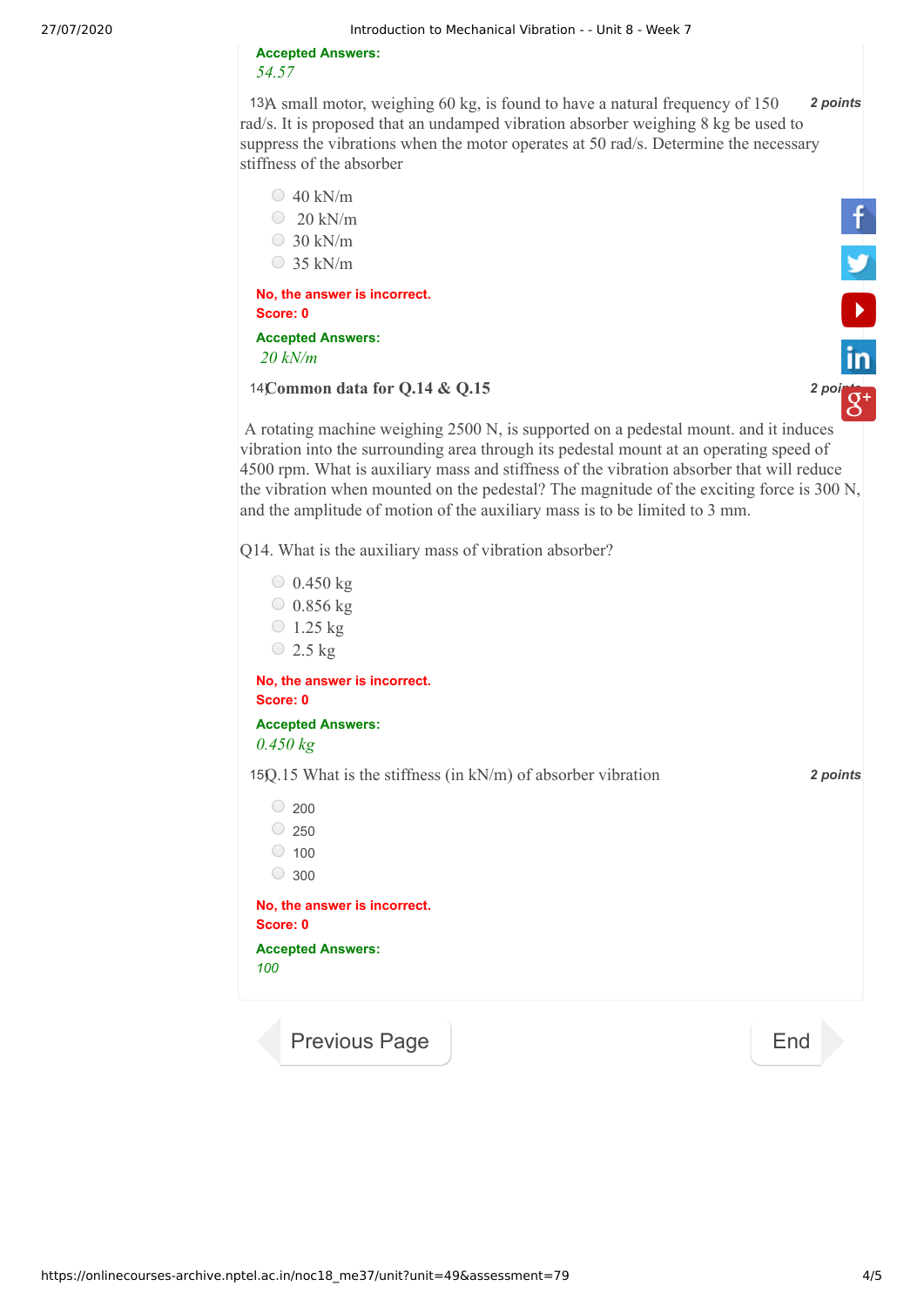**Accepted Answers:**
*54.57*

13) A small motor, weighing 60 kg, is found to have a natural frequency of 150 rad/s. It is proposed that an undamped vibration absorber weighing 8 kg be used to suppress the vibrations when the motor operates at 50 rad/s. Determine the necessary stiffness of the absorber

*2 points*

- 40 kN/m
- 20 kN/m
- 30 kN/m
- 35 kN/m

**No, the answer is incorrect.**
**Score: 0**

**Accepted Answers:**
*20 kN/m*

14) **Common data for Q.14 & Q.15**

*2 points*

A rotating machine weighing 2500 N, is supported on a pedestal mount. and it induces vibration into the surrounding area through its pedestal mount at an operating speed of 4500 rpm. What is auxiliary mass and stiffness of the vibration absorber that will reduce the vibration when mounted on the pedestal? The magnitude of the exciting force is 300 N, and the amplitude of motion of the auxiliary mass is to be limited to 3 mm.

Q14. What is the auxiliary mass of vibration absorber?

- 0.450 kg
- 0.856 kg
- 1.25 kg
- 2.5 kg

**No, the answer is incorrect.**
**Score: 0**

**Accepted Answers:**
*0.450 kg*

15) Q.15 What is the stiffness (in kN/m) of absorber vibration

*2 points*

- 200
- 250
- 100
- 300

**No, the answer is incorrect.**
**Score: 0**

**Accepted Answers:**
*100*

Previous Page | End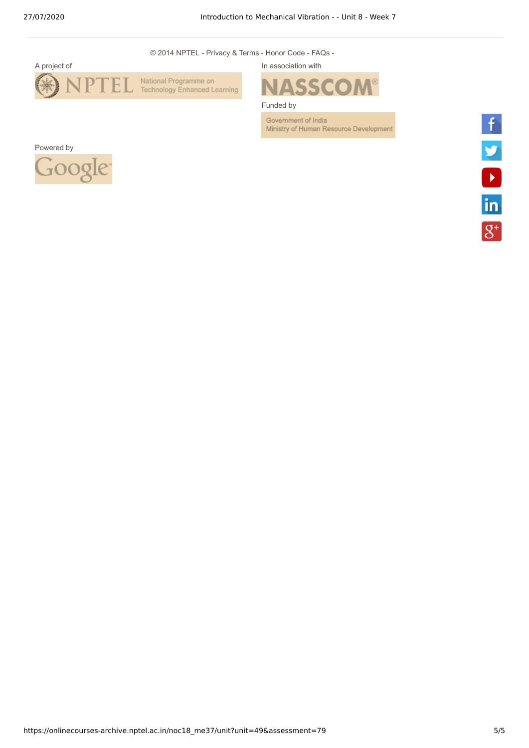© 2014 NPTEL - Privacy & Terms - Honor Code - FAQs -

A project of

NPTEL National Programme on Technology Enhanced Learning

In association with

NASSCOM®

Funded by

Government of India
Ministry of Human Resource Development

Powered by

Google